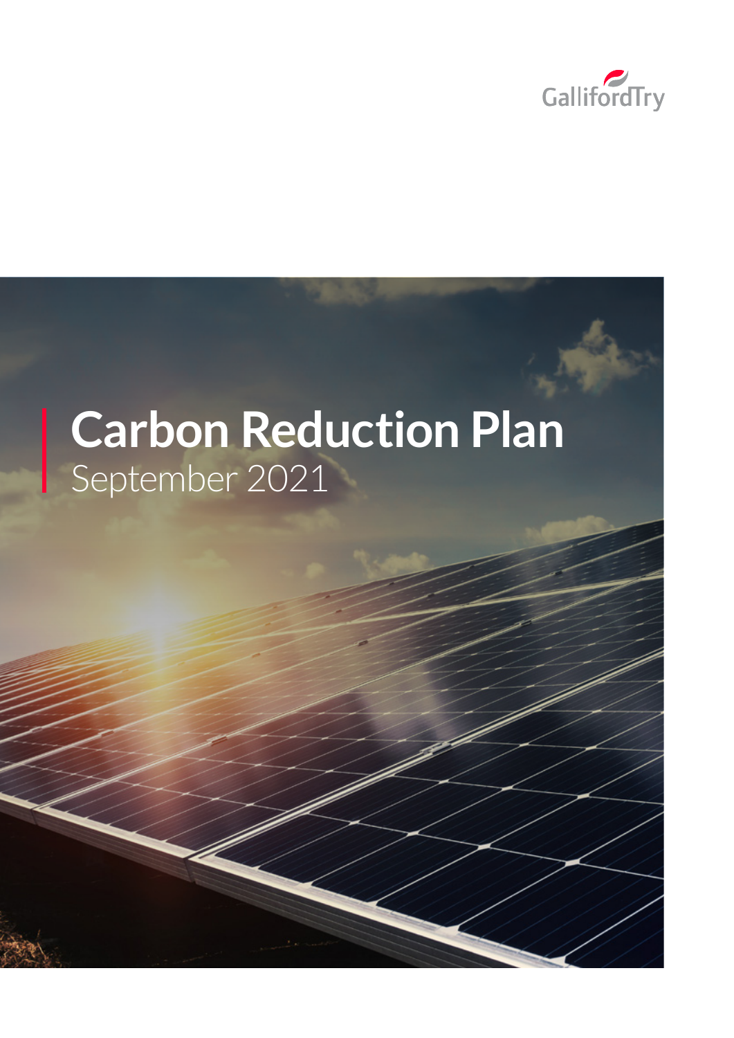GallifordTry

# Carbon Reduction Plan

September 2021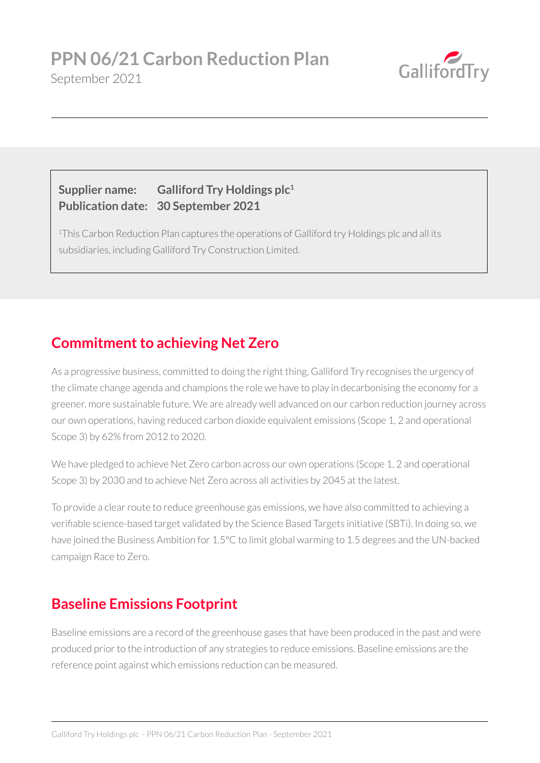# PPN 06/21 Carbon Reduction Plan

September 2021

**Supplier name:** **Galliford Try Holdings plc**[1]
**Publication date:** **30 September 2021**

[1]This Carbon Reduction Plan captures the operations of Galliford try Holdings plc and all its subsidiaries, including Galliford Try Construction Limited.

## Commitment to achieving Net Zero

As a progressive business, committed to doing the right thing, Galliford Try recognises the urgency of the climate change agenda and champions the role we have to play in decarbonising the economy for a greener, more sustainable future. We are already well advanced on our carbon reduction journey across our own operations, having reduced carbon dioxide equivalent emissions (Scope 1, 2 and operational Scope 3) by 62% from 2012 to 2020.

We have pledged to achieve Net Zero carbon across our own operations (Scope 1, 2 and operational Scope 3) by 2030 and to achieve Net Zero across all activities by 2045 at the latest.

To provide a clear route to reduce greenhouse gas emissions, we have also committed to achieving a verifiable science-based target validated by the Science Based Targets initiative (SBTi). In doing so, we have joined the Business Ambition for 1.5°C to limit global warming to 1.5 degrees and the UN-backed campaign Race to Zero.

## Baseline Emissions Footprint

Baseline emissions are a record of the greenhouse gases that have been produced in the past and were produced prior to the introduction of any strategies to reduce emissions. Baseline emissions are the reference point against which emissions reduction can be measured.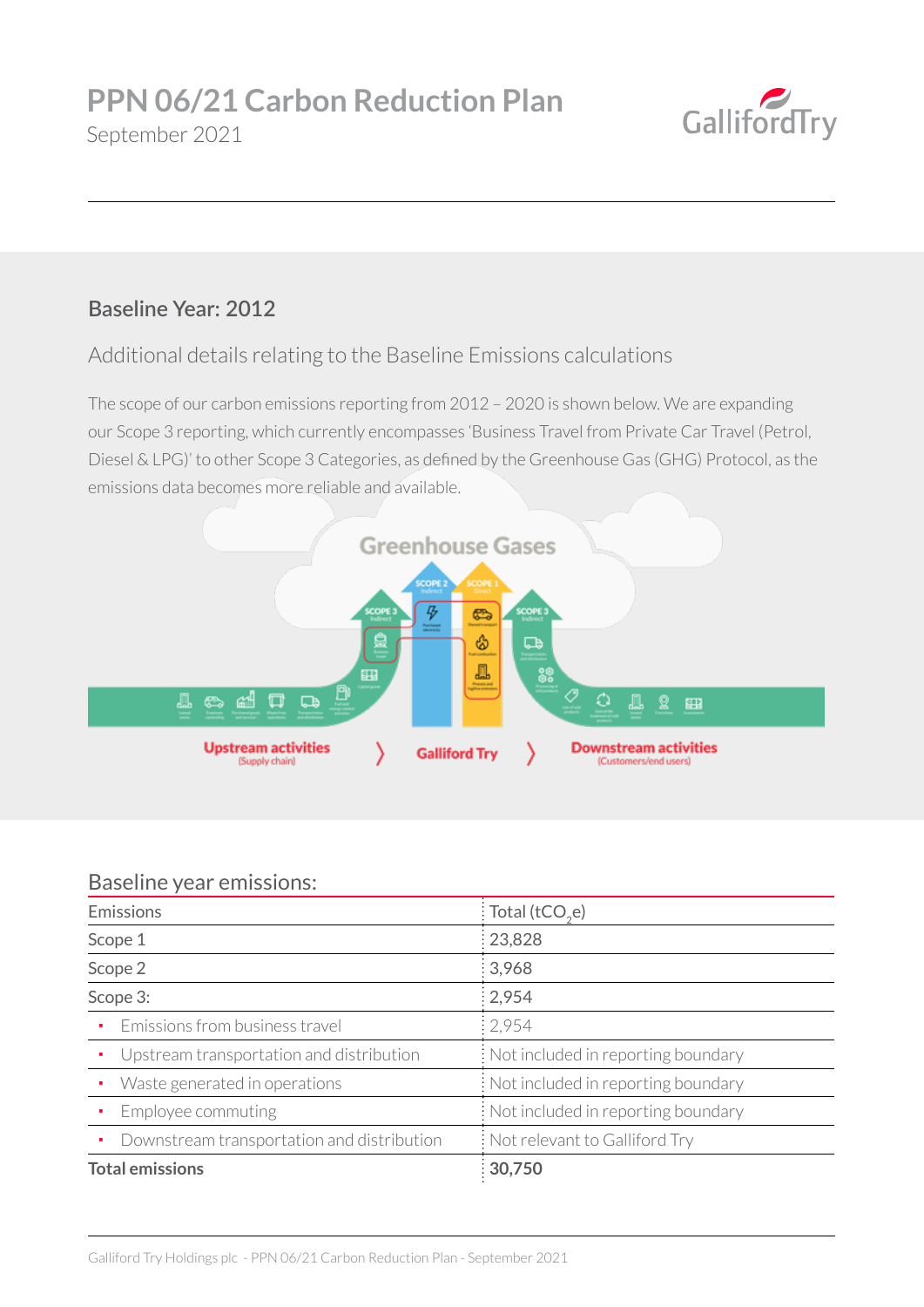# PPN 06/21 Carbon Reduction Plan

September 2021

## Baseline Year: 2012

### Additional details relating to the Baseline Emissions calculations

The scope of our carbon emissions reporting from 2012 – 2020 is shown below. We are expanding our Scope 3 reporting, which currently encompasses 'Business Travel from Private Car Travel (Petrol, Diesel & LPG)' to other Scope 3 Categories, as defined by the Greenhouse Gas (GHG) Protocol, as the emissions data becomes more reliable and available.

Greenhouse Gases

SCOPE 2 Indirect | SCOPE 1 Direct | SCOPE 3 Indirect | SCOPE 3 Indirect

Upstream activities (Supply chain) 〉 Galliford Try 〉 Downstream activities (Customers/end users)

### Baseline year emissions:

| Emissions | Total ($tCO_2e$) |
|---|---|
| Scope 1 | 23,828 |
| Scope 2 | 3,968 |
| Scope 3: | 2,954 |
| • Emissions from business travel | 2,954 |
| • Upstream transportation and distribution | Not included in reporting boundary |
| • Waste generated in operations | Not included in reporting boundary |
| • Employee commuting | Not included in reporting boundary |
| • Downstream transportation and distribution | Not relevant to Galliford Try |
| **Total emissions** | **30,750** |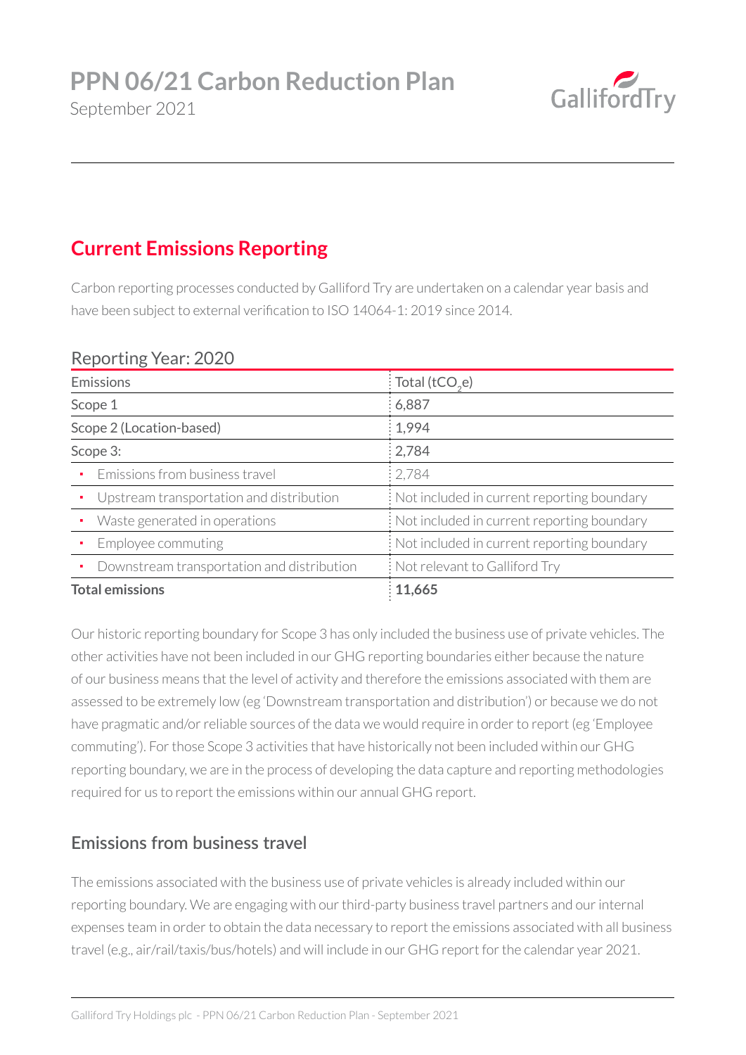# PPN 06/21 Carbon Reduction Plan

September 2021

## Current Emissions Reporting

Carbon reporting processes conducted by Galliford Try are undertaken on a calendar year basis and have been subject to external verification to ISO 14064-1: 2019 since 2014.

### Reporting Year: 2020

| Emissions | Total ($tCO_2e$) |
|---|---|
| Scope 1 | 6,887 |
| Scope 2 (Location-based) | 1,994 |
| Scope 3: | 2,784 |
| ▪ Emissions from business travel | 2,784 |
| ▪ Upstream transportation and distribution | Not included in current reporting boundary |
| ▪ Waste generated in operations | Not included in current reporting boundary |
| ▪ Employee commuting | Not included in current reporting boundary |
| ▪ Downstream transportation and distribution | Not relevant to Galliford Try |
| **Total emissions** | **11,665** |

Our historic reporting boundary for Scope 3 has only included the business use of private vehicles. The other activities have not been included in our GHG reporting boundaries either because the nature of our business means that the level of activity and therefore the emissions associated with them are assessed to be extremely low (eg 'Downstream transportation and distribution') or because we do not have pragmatic and/or reliable sources of the data we would require in order to report (eg 'Employee commuting'). For those Scope 3 activities that have historically not been included within our GHG reporting boundary, we are in the process of developing the data capture and reporting methodologies required for us to report the emissions within our annual GHG report.

### Emissions from business travel

The emissions associated with the business use of private vehicles is already included within our reporting boundary. We are engaging with our third-party business travel partners and our internal expenses team in order to obtain the data necessary to report the emissions associated with all business travel (e.g., air/rail/taxis/bus/hotels) and will include in our GHG report for the calendar year 2021.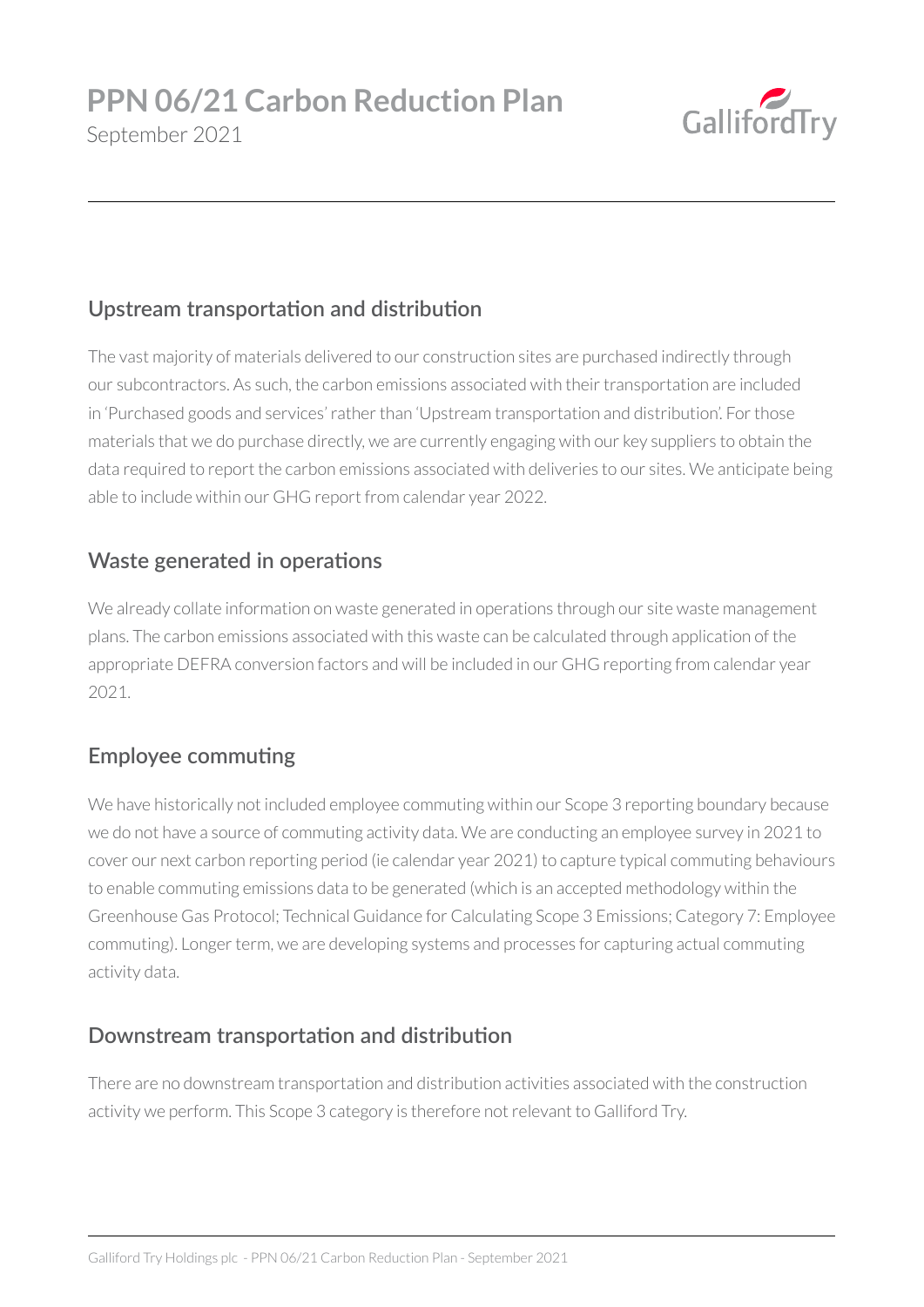## Upstream transportation and distribution

The vast majority of materials delivered to our construction sites are purchased indirectly through our subcontractors. As such, the carbon emissions associated with their transportation are included in 'Purchased goods and services' rather than 'Upstream transportation and distribution'. For those materials that we do purchase directly, we are currently engaging with our key suppliers to obtain the data required to report the carbon emissions associated with deliveries to our sites. We anticipate being able to include within our GHG report from calendar year 2022.

## Waste generated in operations

We already collate information on waste generated in operations through our site waste management plans. The carbon emissions associated with this waste can be calculated through application of the appropriate DEFRA conversion factors and will be included in our GHG reporting from calendar year 2021.

## Employee commuting

We have historically not included employee commuting within our Scope 3 reporting boundary because we do not have a source of commuting activity data. We are conducting an employee survey in 2021 to cover our next carbon reporting period (ie calendar year 2021) to capture typical commuting behaviours to enable commuting emissions data to be generated (which is an accepted methodology within the Greenhouse Gas Protocol; Technical Guidance for Calculating Scope 3 Emissions; Category 7: Employee commuting). Longer term, we are developing systems and processes for capturing actual commuting activity data.

## Downstream transportation and distribution

There are no downstream transportation and distribution activities associated with the construction activity we perform. This Scope 3 category is therefore not relevant to Galliford Try.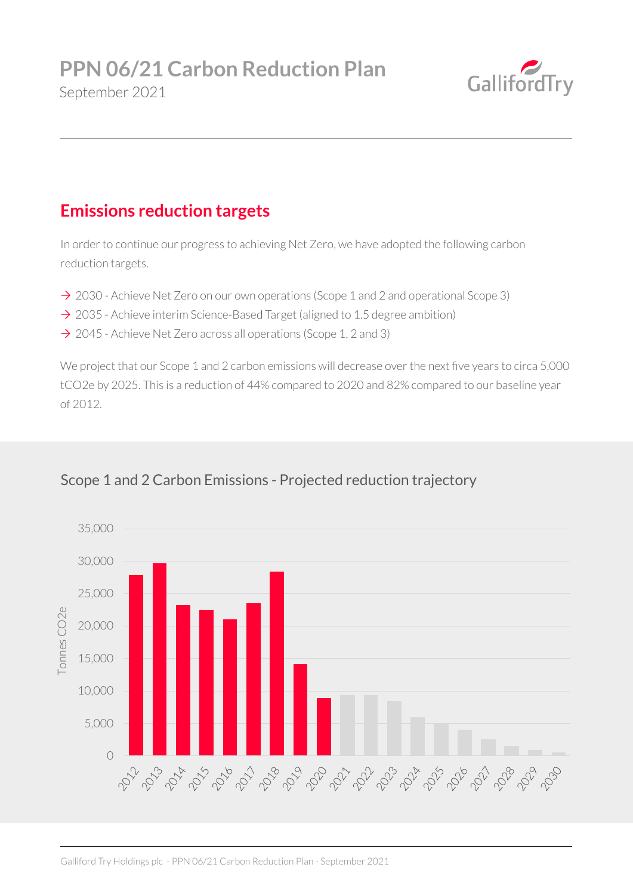## Emissions reduction targets

In order to continue our progress to achieving Net Zero, we have adopted the following carbon reduction targets.

- → 2030 - Achieve Net Zero on our own operations (Scope 1 and 2 and operational Scope 3)
- → 2035 - Achieve interim Science-Based Target (aligned to 1.5 degree ambition)
- → 2045 - Achieve Net Zero across all operations (Scope 1, 2 and 3)

We project that our Scope 1 and 2 carbon emissions will decrease over the next five years to circa 5,000 $tCO_2e$ by 2025. This is a reduction of 44% compared to 2020 and 82% compared to our baseline year of 2012.

### Scope 1 and 2 Carbon Emissions - Projected reduction trajectory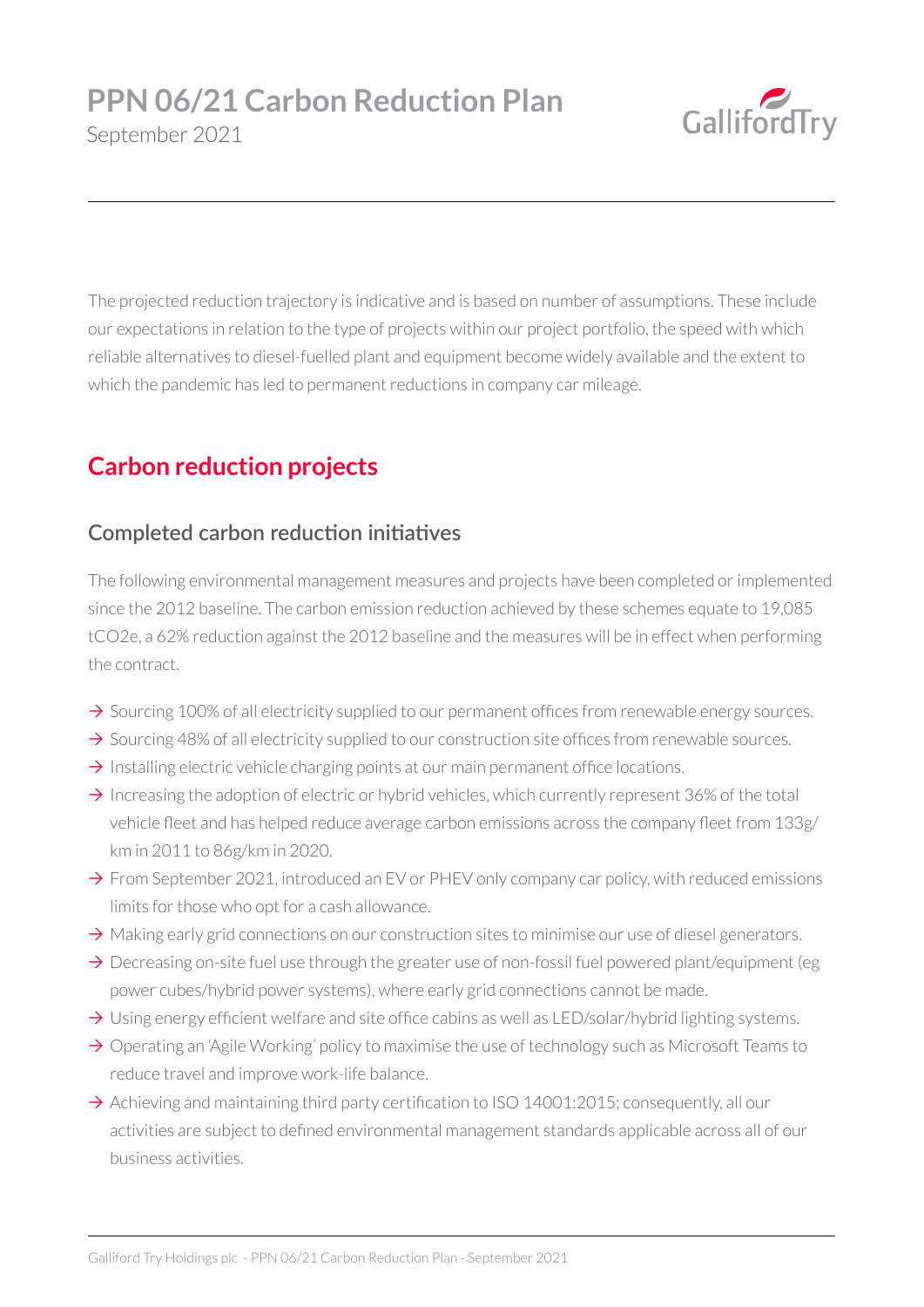The projected reduction trajectory is indicative and is based on number of assumptions. These include our expectations in relation to the type of projects within our project portfolio, the speed with which reliable alternatives to diesel-fuelled plant and equipment become widely available and the extent to which the pandemic has led to permanent reductions in company car mileage.

## Carbon reduction projects

### Completed carbon reduction initiatives

The following environmental management measures and projects have been completed or implemented since the 2012 baseline. The carbon emission reduction achieved by these schemes equate to 19,085 tCO2e, a 62% reduction against the 2012 baseline and the measures will be in effect when performing the contract.

- → Sourcing 100% of all electricity supplied to our permanent offices from renewable energy sources.
- → Sourcing 48% of all electricity supplied to our construction site offices from renewable sources.
- → Installing electric vehicle charging points at our main permanent office locations.
- → Increasing the adoption of electric or hybrid vehicles, which currently represent 36% of the total vehicle fleet and has helped reduce average carbon emissions across the company fleet from 133g/km in 2011 to 86g/km in 2020.
- → From September 2021, introduced an EV or PHEV only company car policy, with reduced emissions limits for those who opt for a cash allowance.
- → Making early grid connections on our construction sites to minimise our use of diesel generators.
- → Decreasing on-site fuel use through the greater use of non-fossil fuel powered plant/equipment (eg power cubes/hybrid power systems), where early grid connections cannot be made.
- → Using energy efficient welfare and site office cabins as well as LED/solar/hybrid lighting systems.
- → Operating an 'Agile Working' policy to maximise the use of technology such as Microsoft Teams to reduce travel and improve work-life balance.
- → Achieving and maintaining third party certification to ISO 14001:2015; consequently, all our activities are subject to defined environmental management standards applicable across all of our business activities.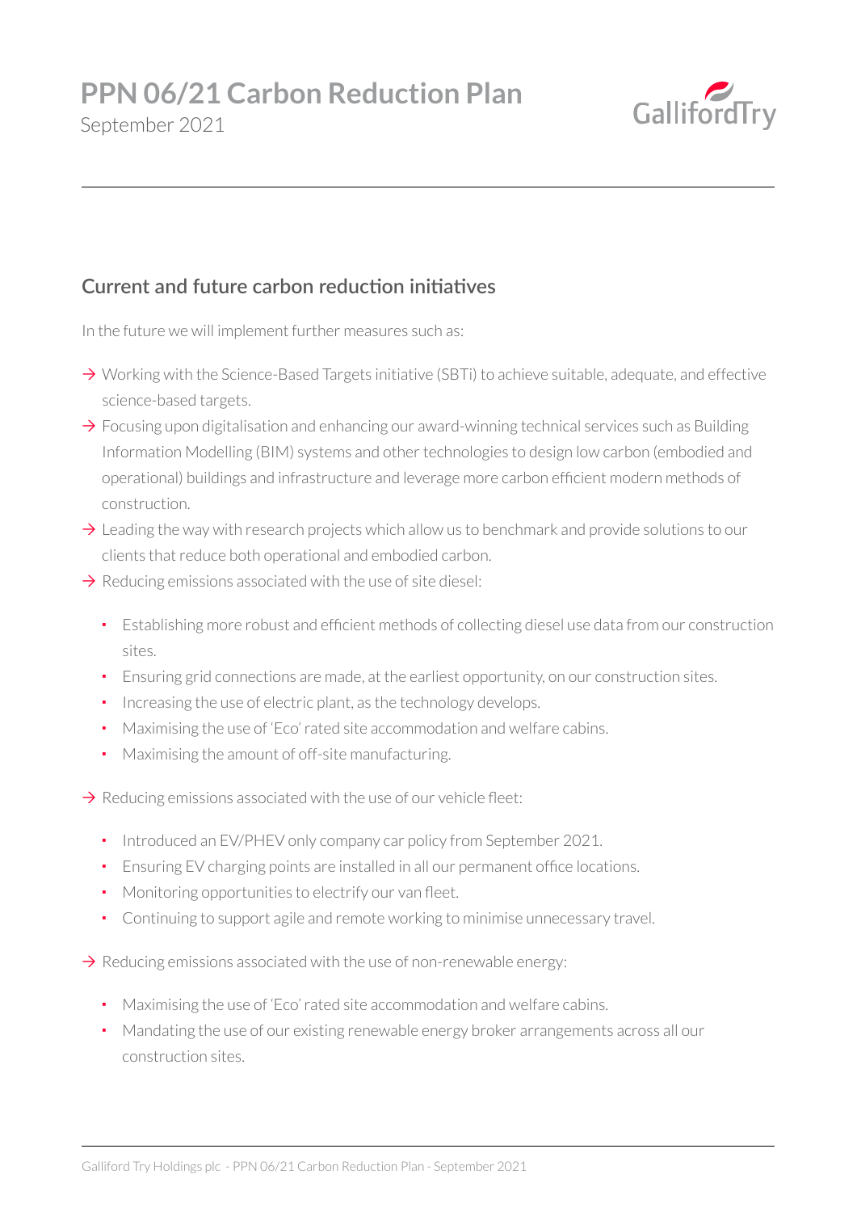# PPN 06/21 Carbon Reduction Plan

September 2021

## Current and future carbon reduction initiatives

In the future we will implement further measures such as:

- → Working with the Science-Based Targets initiative (SBTi) to achieve suitable, adequate, and effective science-based targets.
- → Focusing upon digitalisation and enhancing our award-winning technical services such as Building Information Modelling (BIM) systems and other technologies to design low carbon (embodied and operational) buildings and infrastructure and leverage more carbon efficient modern methods of construction.
- → Leading the way with research projects which allow us to benchmark and provide solutions to our clients that reduce both operational and embodied carbon.
- → Reducing emissions associated with the use of site diesel:
  - Establishing more robust and efficient methods of collecting diesel use data from our construction sites.
  - Ensuring grid connections are made, at the earliest opportunity, on our construction sites.
  - Increasing the use of electric plant, as the technology develops.
  - Maximising the use of 'Eco' rated site accommodation and welfare cabins.
  - Maximising the amount of off-site manufacturing.
- → Reducing emissions associated with the use of our vehicle fleet:
  - Introduced an EV/PHEV only company car policy from September 2021.
  - Ensuring EV charging points are installed in all our permanent office locations.
  - Monitoring opportunities to electrify our van fleet.
  - Continuing to support agile and remote working to minimise unnecessary travel.
- → Reducing emissions associated with the use of non-renewable energy:
  - Maximising the use of 'Eco' rated site accommodation and welfare cabins.
  - Mandating the use of our existing renewable energy broker arrangements across all our construction sites.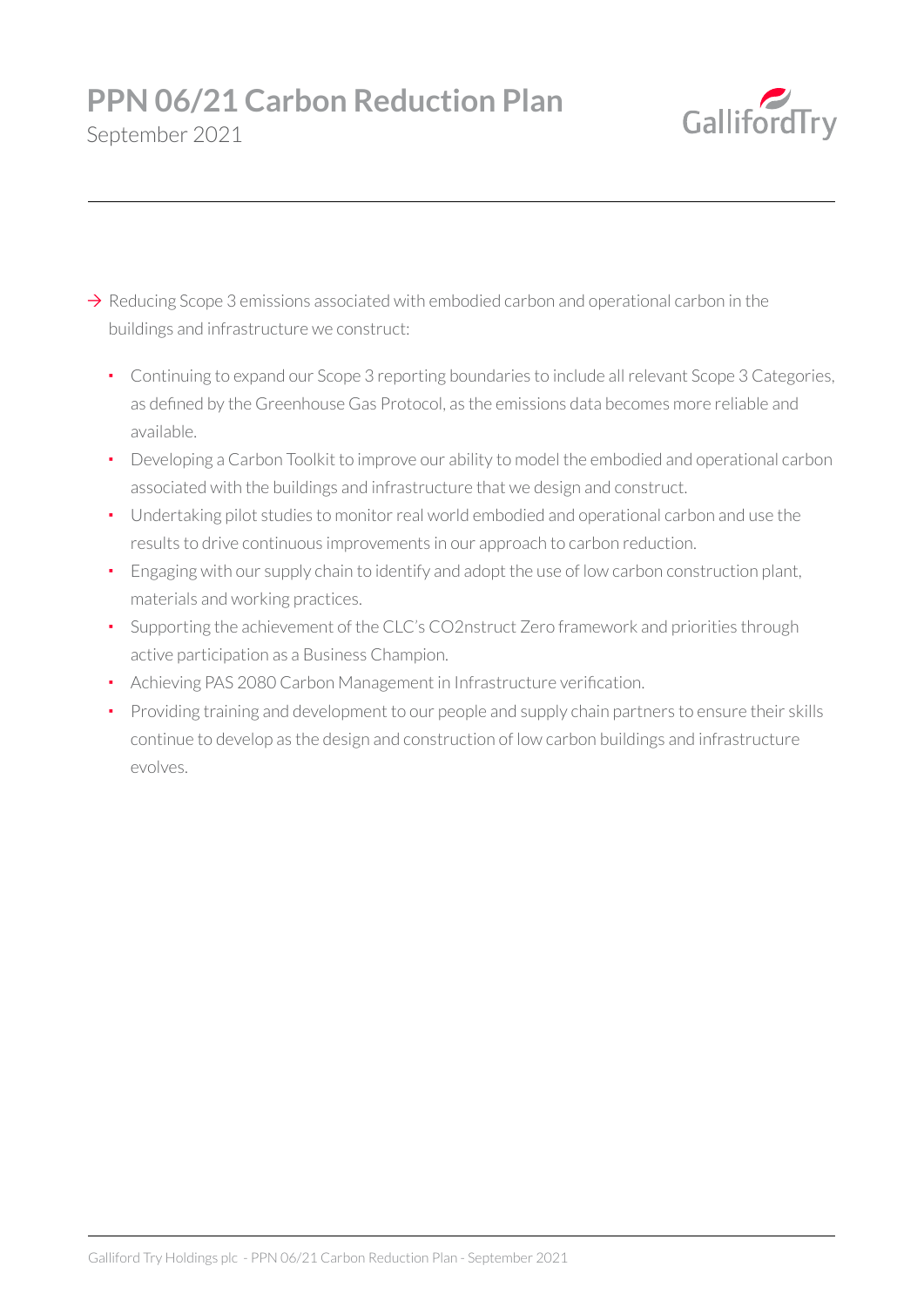→ Reducing Scope 3 emissions associated with embodied carbon and operational carbon in the buildings and infrastructure we construct:

- Continuing to expand our Scope 3 reporting boundaries to include all relevant Scope 3 Categories, as defined by the Greenhouse Gas Protocol, as the emissions data becomes more reliable and available.
- Developing a Carbon Toolkit to improve our ability to model the embodied and operational carbon associated with the buildings and infrastructure that we design and construct.
- Undertaking pilot studies to monitor real world embodied and operational carbon and use the results to drive continuous improvements in our approach to carbon reduction.
- Engaging with our supply chain to identify and adopt the use of low carbon construction plant, materials and working practices.
- Supporting the achievement of the CLC's CO2nstruct Zero framework and priorities through active participation as a Business Champion.
- Achieving PAS 2080 Carbon Management in Infrastructure verification.
- Providing training and development to our people and supply chain partners to ensure their skills continue to develop as the design and construction of low carbon buildings and infrastructure evolves.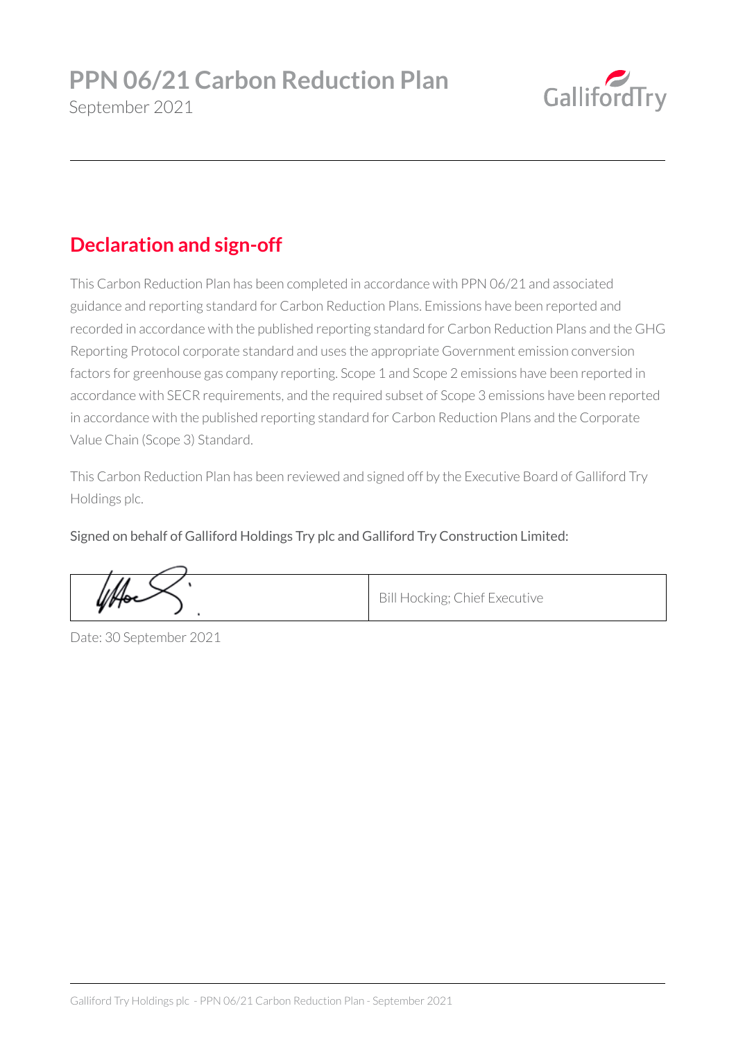# PPN 06/21 Carbon Reduction Plan

September 2021

## Declaration and sign-off

This Carbon Reduction Plan has been completed in accordance with PPN 06/21 and associated guidance and reporting standard for Carbon Reduction Plans. Emissions have been reported and recorded in accordance with the published reporting standard for Carbon Reduction Plans and the GHG Reporting Protocol corporate standard and uses the appropriate Government emission conversion factors for greenhouse gas company reporting. Scope 1 and Scope 2 emissions have been reported in accordance with SECR requirements, and the required subset of Scope 3 emissions have been reported in accordance with the published reporting standard for Carbon Reduction Plans and the Corporate Value Chain (Scope 3) Standard.

This Carbon Reduction Plan has been reviewed and signed off by the Executive Board of Galliford Try Holdings plc.

Signed on behalf of Galliford Holdings Try plc and Galliford Try Construction Limited:

| | |
|---|---|
| [Signature] | Bill Hocking; Chief Executive |

Date: 30 September 2021